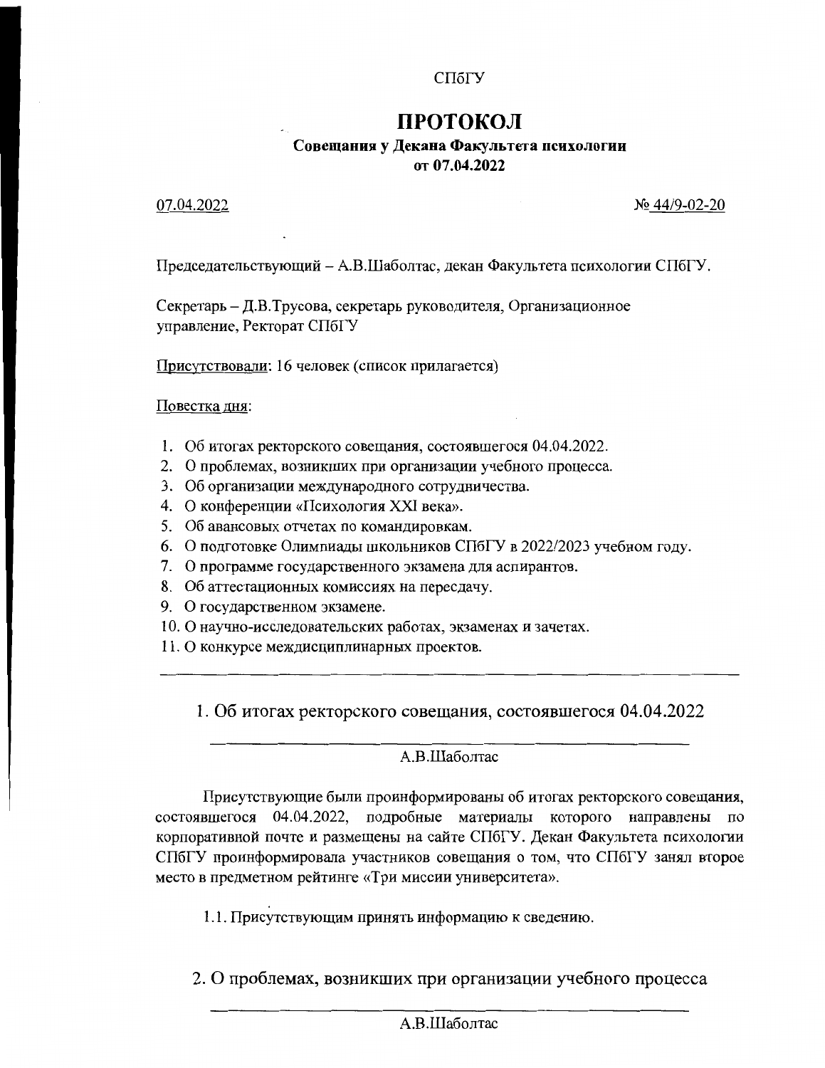СПбГУ

# ПРОТОКОЛ

**Совещания у Декана Факультета психологии от 07.04.2022**

07.04.2022 № 44/9-02-20

Председательствующий – А.В.Шаболтас, декан Факультета психологии СПбГУ.

Секретарь – Д.В.Трусова, секретарь руководителя, Организационное управление, Ректорат СПбГУ

Присутствовали: 16 человек (список прилагается)

Повестка дня:

1. Об итогах ректорского совещания, состоявшегося 04.04.2022.
2. О проблемах, возникших при организации учебного процесса.
3. Об организации международного сотрудничества.
4. О конференции «Психология XXI века».
5. Об авансовых отчетах по командировкам.
6. О подготовке Олимпиады школьников СПбГУ в 2022/2023 учебном году.
7. О программе государственного экзамена для аспирантов.
8. Об аттестационных комиссиях на пересдачу.
9. О государственном экзамене.
10. О научно-исследовательских работах, экзаменах и зачетах.
11. О конкурсе междисциплинарных проектов.

---

## 1. Об итогах ректорского совещания, состоявшегося 04.04.2022

А.В.Шаболтас

Присутствующие были проинформированы об итогах ректорского совещания, состоявшегося 04.04.2022, подробные материалы которого направлены по корпоративной почте и размещены на сайте СПбГУ. Декан Факультета психологии СПбГУ проинформировала участников совещания о том, что СПбГУ занял второе место в предметном рейтинге «Три миссии университета».

1.1. Присутствующим принять информацию к сведению.

## 2. О проблемах, возникших при организации учебного процесса

А.В.Шаболтас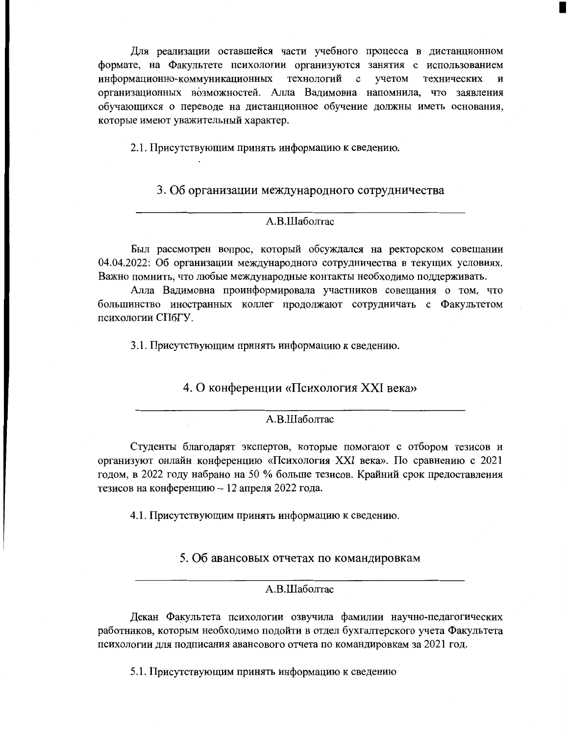Для реализации оставшейся части учебного процесса в дистанционном формате, на Факультете психологии организуются занятия с использованием информационно-коммуникационных технологий с учетом технических и организационных возможностей. Алла Вадимовна напомнила, что заявления обучающихся о переводе на дистанционное обучение должны иметь основания, которые имеют уважительный характер.

2.1. Присутствующим принять информацию к сведению.

## 3. Об организации международного сотрудничества

А.В.Шаболтас

Был рассмотрен вопрос, который обсуждался на ректорском совещании 04.04.2022: Об организации международного сотрудничества в текущих условиях. Важно помнить, что любые международные контакты необходимо поддерживать.

Алла Вадимовна проинформировала участников совещания о том, что большинство иностранных коллег продолжают сотрудничать с Факультетом психологии СПбГУ.

3.1. Присутствующим принять информацию к сведению.

## 4. О конференции «Психология XXI века»

А.В.Шаболтас

Студенты благодарят экспертов, которые помогают с отбором тезисов и организуют онлайн конференцию «Психология XXI века». По сравнению с 2021 годом, в 2022 году набрано на 50 % больше тезисов. Крайний срок предоставления тезисов на конференцию – 12 апреля 2022 года.

4.1. Присутствующим принять информацию к сведению.

## 5. Об авансовых отчетах по командировкам

А.В.Шаболтас

Декан Факультета психологии озвучила фамилии научно-педагогических работников, которым необходимо подойти в отдел бухгалтерского учета Факультета психологии для подписания авансового отчета по командировкам за 2021 год.

5.1. Присутствующим принять информацию к сведению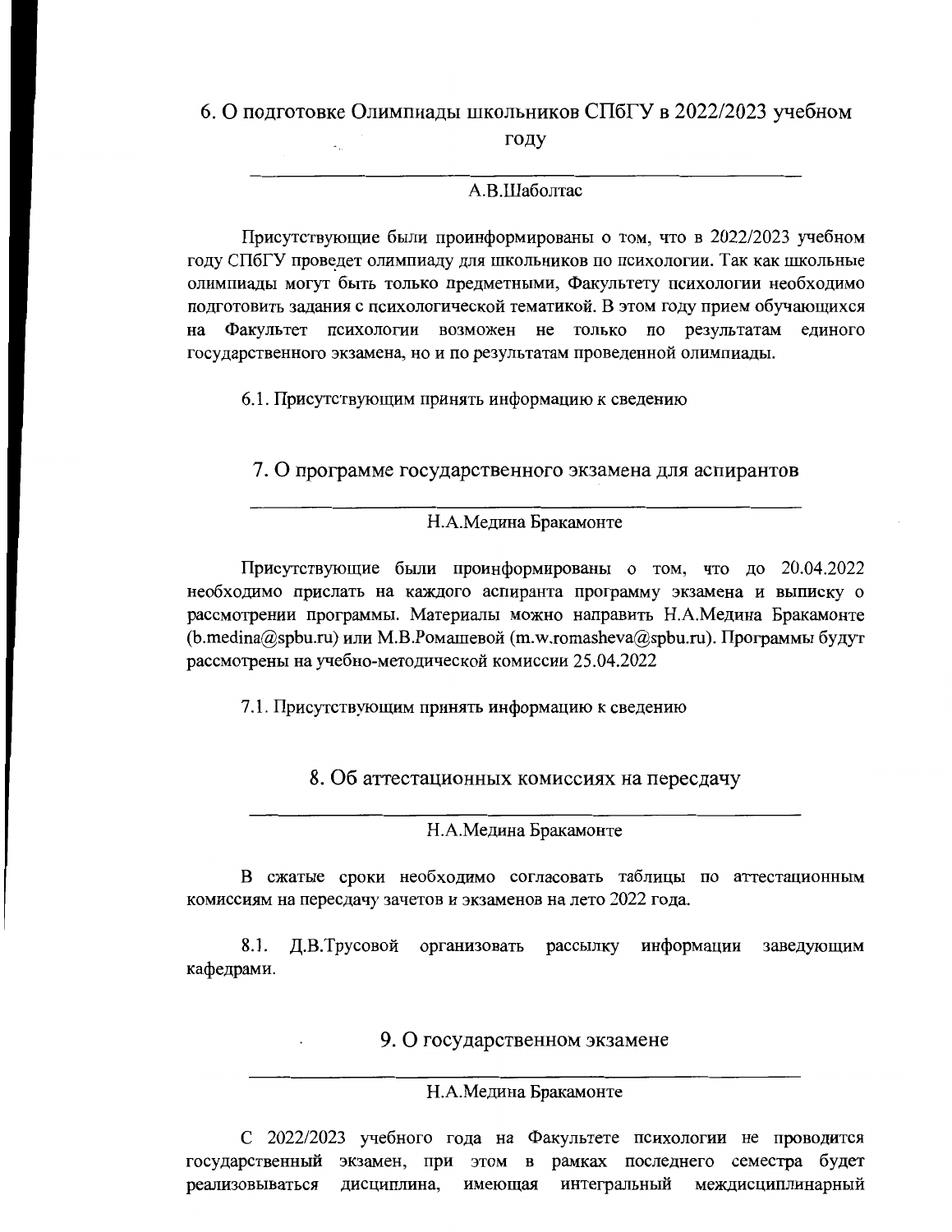## 6. О подготовке Олимпиады школьников СПбГУ в 2022/2023 учебном году

А.В.Шаболтас

Присутствующие были проинформированы о том, что в 2022/2023 учебном году СПбГУ проведет олимпиаду для школьников по психологии. Так как школьные олимпиады могут быть только предметными, Факультету психологии необходимо подготовить задания с психологической тематикой. В этом году прием обучающихся на Факультет психологии возможен не только по результатам единого государственного экзамена, но и по результатам проведенной олимпиады.

6.1. Присутствующим принять информацию к сведению

## 7. О программе государственного экзамена для аспирантов

Н.А.Медина Бракамонте

Присутствующие были проинформированы о том, что до 20.04.2022 необходимо прислать на каждого аспиранта программу экзамена и выписку о рассмотрении программы. Материалы можно направить Н.А.Медина Бракамонте (b.medina@spbu.ru) или М.В.Ромашевой (m.w.romasheva@spbu.ru). Программы будут рассмотрены на учебно-методической комиссии 25.04.2022

7.1. Присутствующим принять информацию к сведению

## 8. Об аттестационных комиссиях на пересдачу

Н.А.Медина Бракамонте

В сжатые сроки необходимо согласовать таблицы по аттестационным комиссиям на пересдачу зачетов и экзаменов на лето 2022 года.

8.1. Д.В.Трусовой организовать рассылку информации заведующим кафедрами.

## 9. О государственном экзамене

Н.А.Медина Бракамонте

С 2022/2023 учебного года на Факультете психологии не проводится государственный экзамен, при этом в рамках последнего семестра будет реализовываться дисциплина, имеющая интегральный междисциплинарный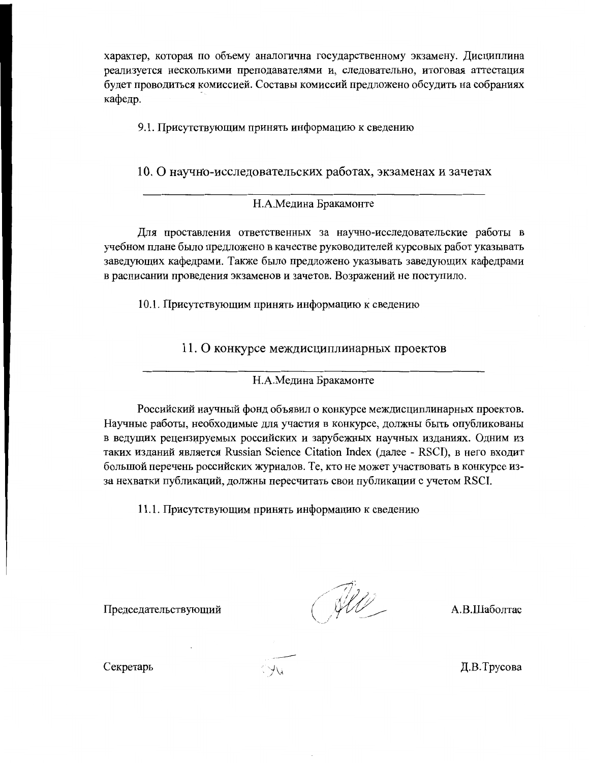характер, которая по объему аналогична государственному экзамену. Дисциплина реализуется несколькими преподавателями и, следовательно, итоговая аттестация будет проводиться комиссией. Составы комиссий предложено обсудить на собраниях кафедр.

9.1. Присутствующим принять информацию к сведению

## 10. О научно-исследовательских работах, экзаменах и зачетах

Н.А.Медина Бракамонте

Для проставления ответственных за научно-исследовательские работы в учебном плане было предложено в качестве руководителей курсовых работ указывать заведующих кафедрами. Также было предложено указывать заведующих кафедрами в расписании проведения экзаменов и зачетов. Возражений не поступило.

10.1. Присутствующим принять информацию к сведению

## 11. О конкурсе междисциплинарных проектов

Н.А.Медина Бракамонте

Российский научный фонд объявил о конкурсе междисциплинарных проектов. Научные работы, необходимые для участия в конкурсе, должны быть опубликованы в ведущих рецензируемых российских и зарубежных научных изданиях. Одним из таких изданий является Russian Science Citation Index (далее - RSCI), в него входит большой перечень российских журналов. Те, кто не может участвовать в конкурсе из-за нехватки публикаций, должны пересчитать свои публикации с учетом RSCI.

11.1. Присутствующим принять информацию к сведению

Председательствующий А.В.Шаболтас

Секретарь Д.В.Трусова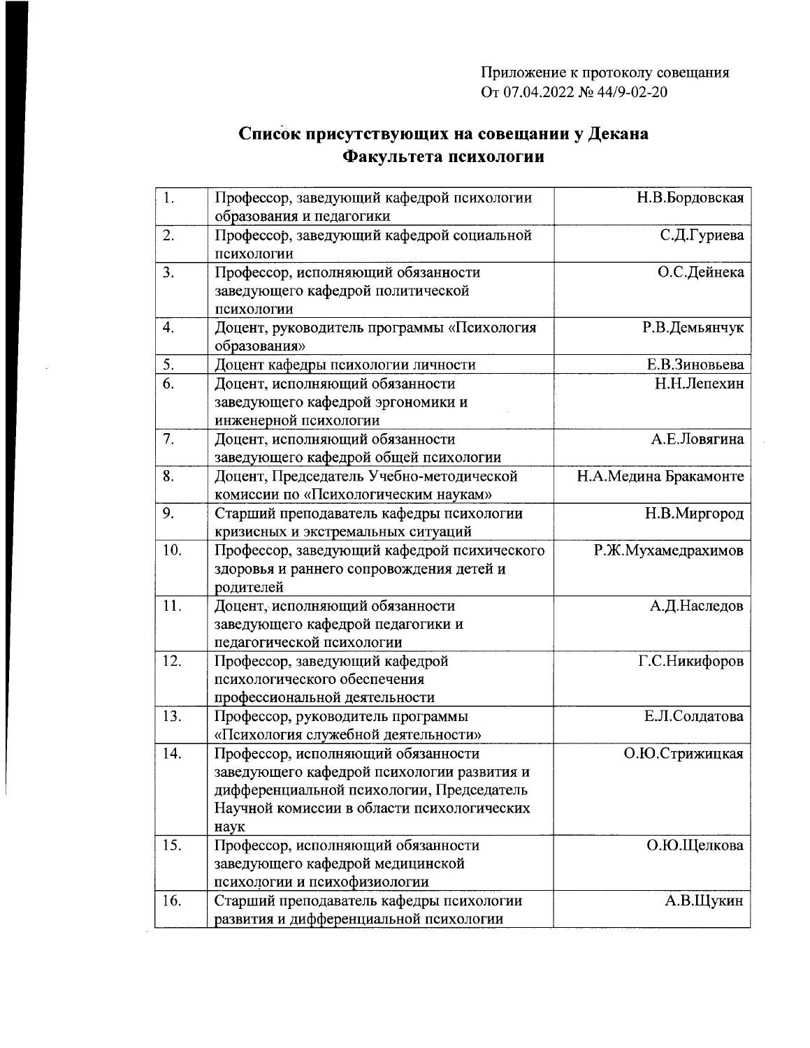Приложение к протоколу совещания
От 07.04.2022 № 44/9-02-20

# Список присутствующих на совещании у Декана Факультета психологии

| | | |
|---|---|---|
| 1. | Профессор, заведующий кафедрой психологии образования и педагогики | Н.В.Бордовская |
| 2. | Профессор, заведующий кафедрой социальной психологии | С.Д.Гуриева |
| 3. | Профессор, исполняющий обязанности заведующего кафедрой политической психологии | О.С.Дейнека |
| 4. | Доцент, руководитель программы «Психология образования» | Р.В.Демьянчук |
| 5. | Доцент кафедры психологии личности | Е.В.Зиновьева |
| 6. | Доцент, исполняющий обязанности заведующего кафедрой эргономики и инженерной психологии | Н.Н.Лепехин |
| 7. | Доцент, исполняющий обязанности заведующего кафедрой общей психологии | А.Е.Ловягина |
| 8. | Доцент, Председатель Учебно-методической комиссии по «Психологическим наукам» | Н.А.Медина Бракамонте |
| 9. | Старший преподаватель кафедры психологии кризисных и экстремальных ситуаций | Н.В.Миргород |
| 10. | Профессор, заведующий кафедрой психического здоровья и раннего сопровождения детей и родителей | Р.Ж.Мухамедрахимов |
| 11. | Доцент, исполняющий обязанности заведующего кафедрой педагогики и педагогической психологии | А.Д.Наследов |
| 12. | Профессор, заведующий кафедрой психологического обеспечения профессиональной деятельности | Г.С.Никифоров |
| 13. | Профессор, руководитель программы «Психология служебной деятельности» | Е.Л.Солдатова |
| 14. | Профессор, исполняющий обязанности заведующего кафедрой психологии развития и дифференциальной психологии, Председатель Научной комиссии в области психологических наук | О.Ю.Стрижицкая |
| 15. | Профессор, исполняющий обязанности заведующего кафедрой медицинской психологии и психофизиологии | О.Ю.Щелкова |
| 16. | Старший преподаватель кафедры психологии развития и дифференциальной психологии | А.В.Щукин |